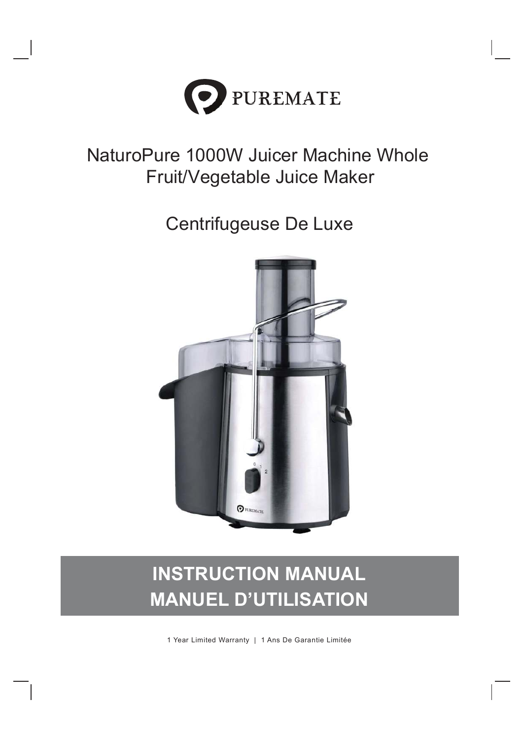PUREMATE

# NaturoPure 1000W Juicer Machine Whole Fruit/Vegetable Juice Maker

## Centrifugeuse De Luxe

# INSTRUCTION MANUAL
# MANUEL D'UTILISATION

1 Year Limited Warranty | 1 Ans De Garantie Limitée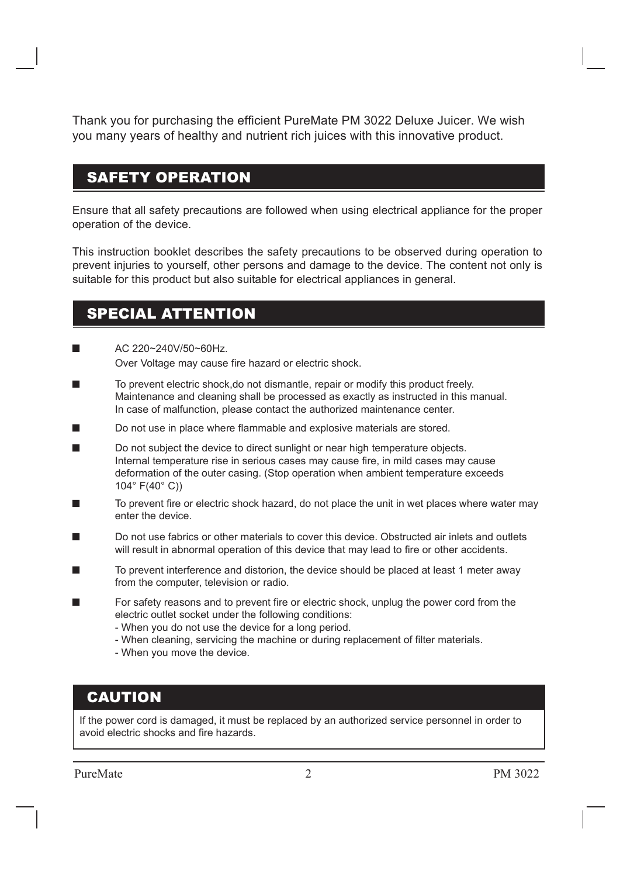Thank you for purchasing the efficient PureMate PM 3022 Deluxe Juicer. We wish you many years of healthy and nutrient rich juices with this innovative product.

## SAFETY OPERATION

Ensure that all safety precautions are followed when using electrical appliance for the proper operation of the device.

This instruction booklet describes the safety precautions to be observed during operation to prevent injuries to yourself, other persons and damage to the device. The content not only is suitable for this product but also suitable for electrical appliances in general.

## SPECIAL ATTENTION

- AC 220~240V/50~60Hz.
  Over Voltage may cause fire hazard or electric shock.
- To prevent electric shock,do not dismantle, repair or modify this product freely. Maintenance and cleaning shall be processed as exactly as instructed in this manual. In case of malfunction, please contact the authorized maintenance center.
- Do not use in place where flammable and explosive materials are stored.
- Do not subject the device to direct sunlight or near high temperature objects. Internal temperature rise in serious cases may cause fire, in mild cases may cause deformation of the outer casing. (Stop operation when ambient temperature exceeds 104° F(40° C))
- To prevent fire or electric shock hazard, do not place the unit in wet places where water may enter the device.
- Do not use fabrics or other materials to cover this device. Obstructed air inlets and outlets will result in abnormal operation of this device that may lead to fire or other accidents.
- To prevent interference and distorion, the device should be placed at least 1 meter away from the computer, television or radio.
- For safety reasons and to prevent fire or electric shock, unplug the power cord from the electric outlet socket under the following conditions:
  - When you do not use the device for a long period.
  - When cleaning, servicing the machine or during replacement of filter materials.
  - When you move the device.

## CAUTION

If the power cord is damaged, it must be replaced by an authorized service personnel in order to avoid electric shocks and fire hazards.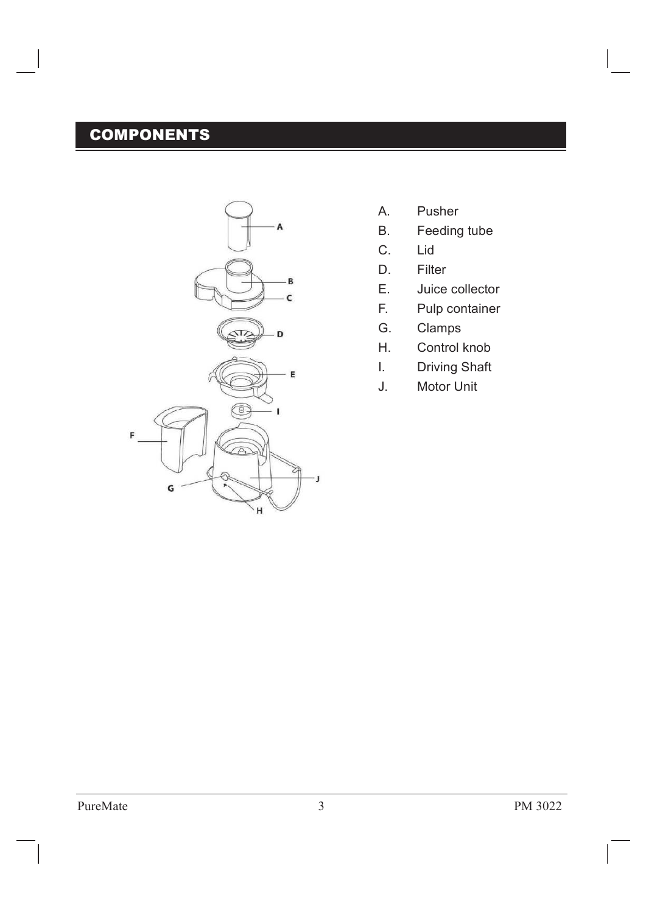## COMPONENTS

A. Pusher
B. Feeding tube
C. Lid
D. Filter
E. Juice collector
F. Pulp container
G. Clamps
H. Control knob
I. Driving Shaft
J. Motor Unit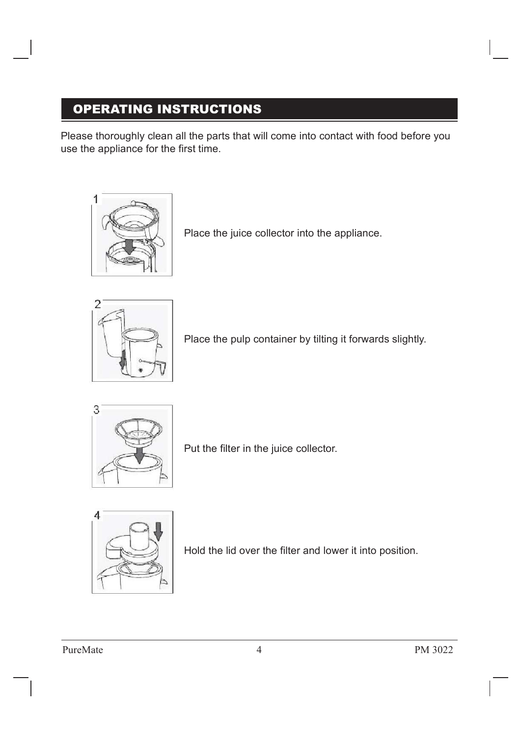# OPERATING INSTRUCTIONS

Please thoroughly clean all the parts that will come into contact with food before you use the appliance for the first time.

1. Place the juice collector into the appliance.

2. Place the pulp container by tilting it forwards slightly.

3. Put the filter in the juice collector.

4. Hold the lid over the filter and lower it into position.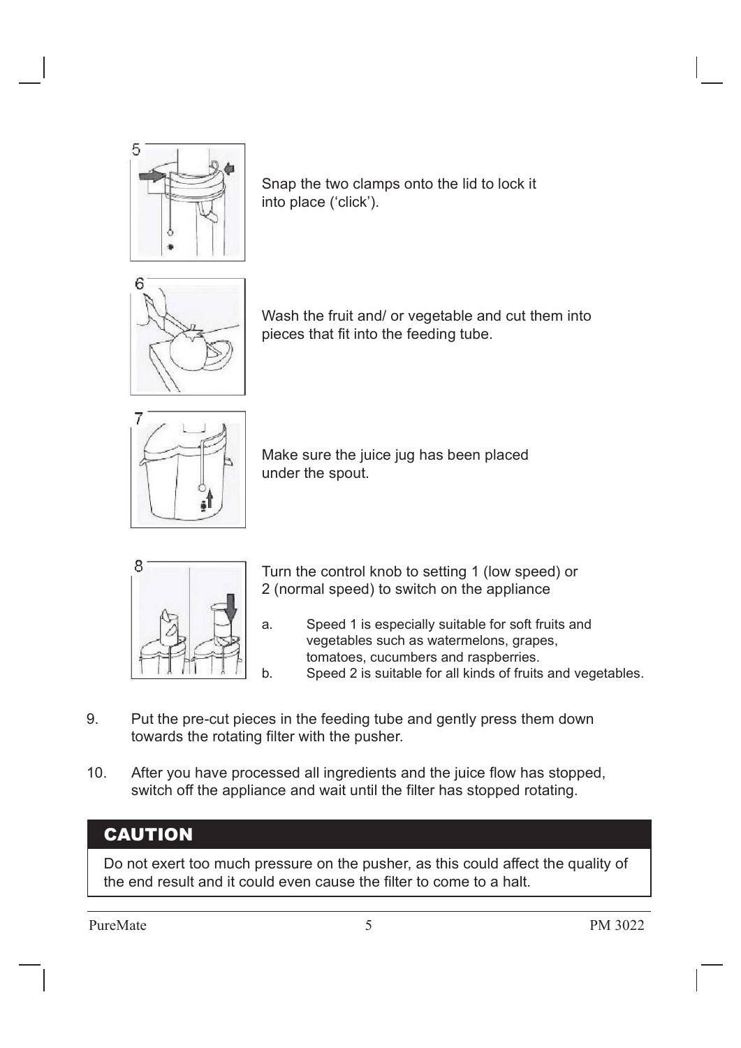Snap the two clamps onto the lid to lock it into place ('click').

Wash the fruit and/ or vegetable and cut them into pieces that fit into the feeding tube.

Make sure the juice jug has been placed under the spout.

Turn the control knob to setting 1 (low speed) or 2 (normal speed) to switch on the appliance

a. Speed 1 is especially suitable for soft fruits and vegetables such as watermelons, grapes, tomatoes, cucumbers and raspberries.
b. Speed 2 is suitable for all kinds of fruits and vegetables.

9. Put the pre-cut pieces in the feeding tube and gently press them down towards the rotating filter with the pusher.

10. After you have processed all ingredients and the juice flow has stopped, switch off the appliance and wait until the filter has stopped rotating.

## CAUTION

Do not exert too much pressure on the pusher, as this could affect the quality of the end result and it could even cause the filter to come to a halt.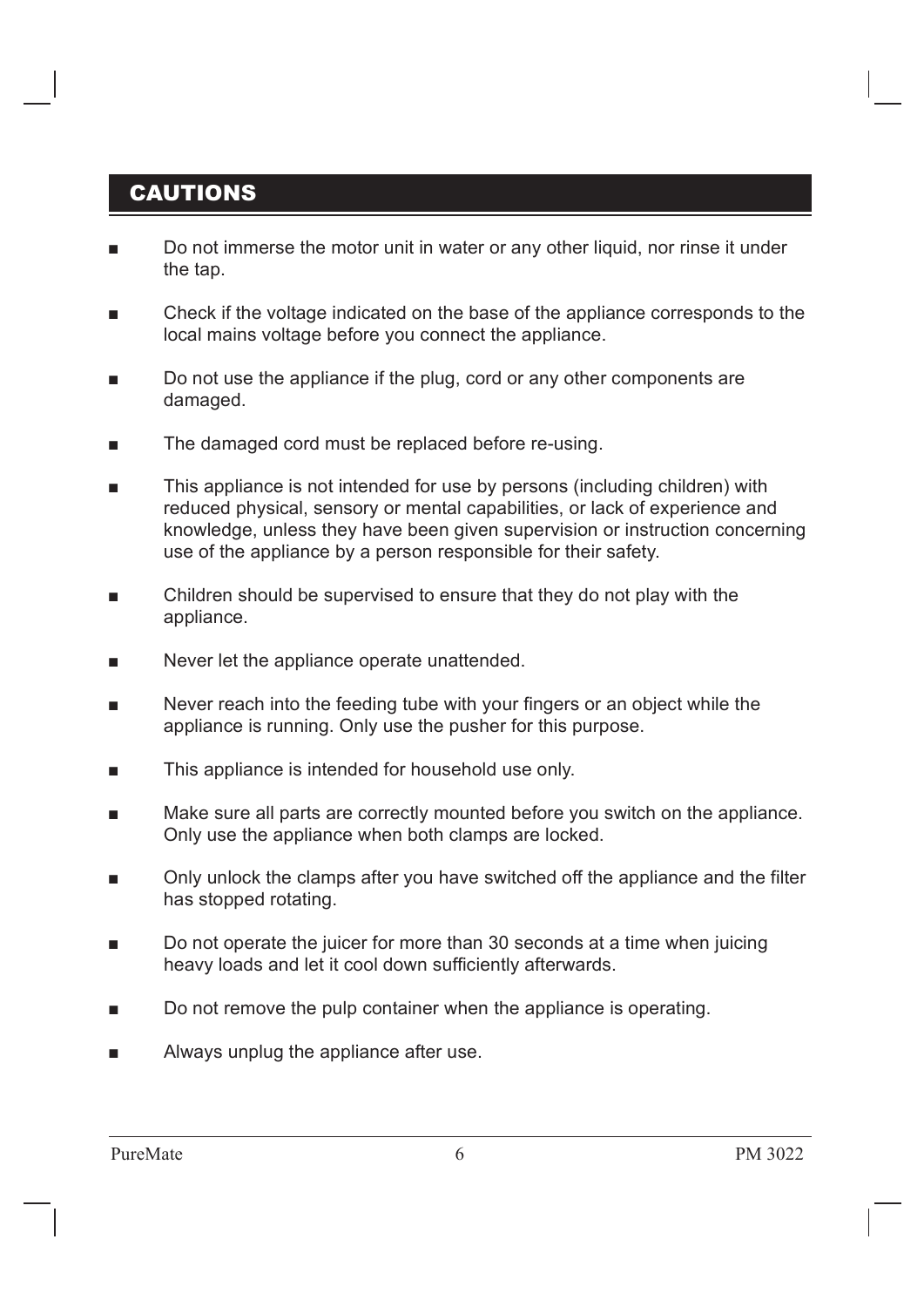## CAUTIONS

- Do not immerse the motor unit in water or any other liquid, nor rinse it under the tap.
- Check if the voltage indicated on the base of the appliance corresponds to the local mains voltage before you connect the appliance.
- Do not use the appliance if the plug, cord or any other components are damaged.
- The damaged cord must be replaced before re-using.
- This appliance is not intended for use by persons (including children) with reduced physical, sensory or mental capabilities, or lack of experience and knowledge, unless they have been given supervision or instruction concerning use of the appliance by a person responsible for their safety.
- Children should be supervised to ensure that they do not play with the appliance.
- Never let the appliance operate unattended.
- Never reach into the feeding tube with your fingers or an object while the appliance is running. Only use the pusher for this purpose.
- This appliance is intended for household use only.
- Make sure all parts are correctly mounted before you switch on the appliance. Only use the appliance when both clamps are locked.
- Only unlock the clamps after you have switched off the appliance and the filter has stopped rotating.
- Do not operate the juicer for more than 30 seconds at a time when juicing heavy loads and let it cool down sufficiently afterwards.
- Do not remove the pulp container when the appliance is operating.
- Always unplug the appliance after use.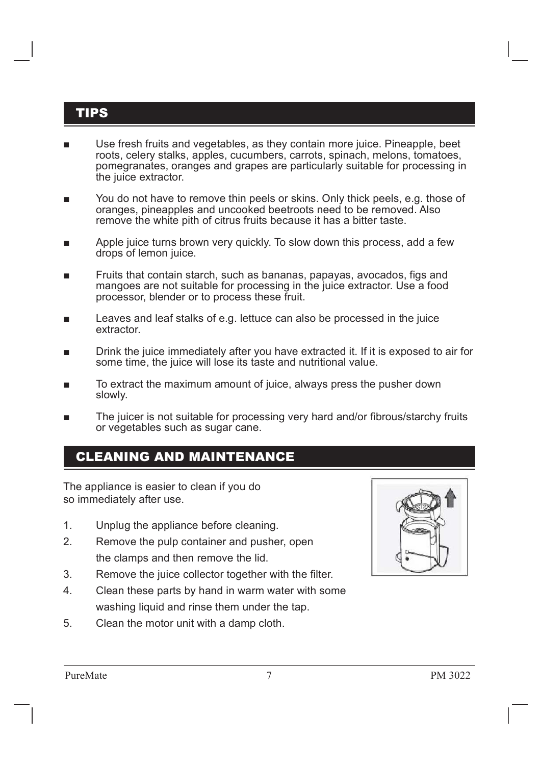## TIPS

- Use fresh fruits and vegetables, as they contain more juice. Pineapple, beet roots, celery stalks, apples, cucumbers, carrots, spinach, melons, tomatoes, pomegranates, oranges and grapes are particularly suitable for processing in the juice extractor.
- You do not have to remove thin peels or skins. Only thick peels, e.g. those of oranges, pineapples and uncooked beetroots need to be removed. Also remove the white pith of citrus fruits because it has a bitter taste.
- Apple juice turns brown very quickly. To slow down this process, add a few drops of lemon juice.
- Fruits that contain starch, such as bananas, papayas, avocados, figs and mangoes are not suitable for processing in the juice extractor. Use a food processor, blender or to process these fruit.
- Leaves and leaf stalks of e.g. lettuce can also be processed in the juice extractor.
- Drink the juice immediately after you have extracted it. If it is exposed to air for some time, the juice will lose its taste and nutritional value.
- To extract the maximum amount of juice, always press the pusher down slowly.
- The juicer is not suitable for processing very hard and/or fibrous/starchy fruits or vegetables such as sugar cane.

## CLEANING AND MAINTENANCE

The appliance is easier to clean if you do so immediately after use.

1. Unplug the appliance before cleaning.
2. Remove the pulp container and pusher, open the clamps and then remove the lid.
3. Remove the juice collector together with the filter.
4. Clean these parts by hand in warm water with some washing liquid and rinse them under the tap.
5. Clean the motor unit with a damp cloth.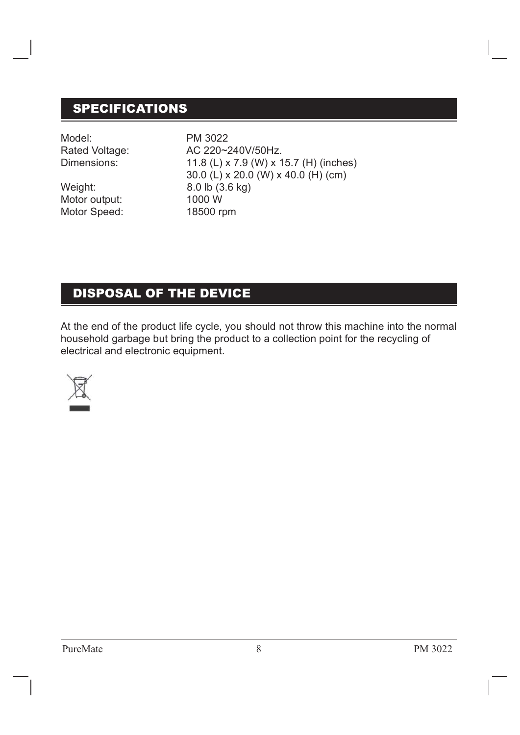## SPECIFICATIONS

| | |
|---|---|
| Model: | PM 3022 |
| Rated Voltage: | AC 220~240V/50Hz. |
| Dimensions: | 11.8 (L) x 7.9 (W) x 15.7 (H) (inches)<br>30.0 (L) x 20.0 (W) x 40.0 (H) (cm) |
| Weight: | 8.0 lb (3.6 kg) |
| Motor output: | 1000 W |
| Motor Speed: | 18500 rpm |

## DISPOSAL OF THE DEVICE

At the end of the product life cycle, you should not throw this machine into the normal household garbage but bring the product to a collection point for the recycling of electrical and electronic equipment.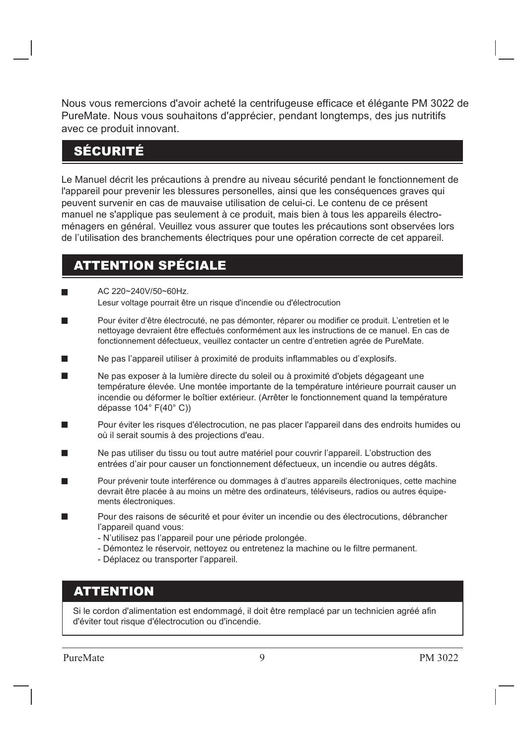Nous vous remercions d'avoir acheté la centrifugeuse efficace et élégante PM 3022 de PureMate. Nous vous souhaitons d'apprécier, pendant longtemps, des jus nutritifs avec ce produit innovant.

## SÉCURITÉ

Le Manuel décrit les précautions à prendre au niveau sécurité pendant le fonctionnement de l'appareil pour prevenir les blessures personelles, ainsi que les conséquences graves qui peuvent survenir en cas de mauvaise utilisation de celui-ci. Le contenu de ce présent manuel ne s'applique pas seulement à ce produit, mais bien à tous les appareils électro-ménagers en général. Veuillez vous assurer que toutes les précautions sont observées lors de l'utilisation des branchements électriques pour une opération correcte de cet appareil.

## ATTENTION SPÉCIALE

- AC 220~240V/50~60Hz.
  Lesur voltage pourrait être un risque d'incendie ou d'électrocution
- Pour éviter d'être électrocuté, ne pas démonter, réparer ou modifier ce produit. L'entretien et le nettoyage devraient être effectués conformément aux les instructions de ce manuel. En cas de fonctionnement défectueux, veuillez contacter un centre d'entretien agrée de PureMate.
- Ne pas l'appareil utiliser à proximité de produits inflammables ou d'explosifs.
- Ne pas exposer à la lumière directe du soleil ou à proximité d'objets dégageant une température élevée. Une montée importante de la température intérieure pourrait causer un incendie ou déformer le boîtier extérieur. (Arrêter le fonctionnement quand la température dépasse 104° F(40° C))
- Pour éviter les risques d'électrocution, ne pas placer l'appareil dans des endroits humides ou où il serait soumis à des projections d'eau.
- Ne pas utiliser du tissu ou tout autre matériel pour couvrir l'appareil. L'obstruction des entrées d'air pour causer un fonctionnement défectueux, un incendie ou autres dégâts.
- Pour prévenir toute interférence ou dommages à d'autres appareils électroniques, cette machine devrait être placée à au moins un mètre des ordinateurs, téléviseurs, radios ou autres équipements électroniques.
- Pour des raisons de sécurité et pour éviter un incendie ou des électrocutions, débrancher l'appareil quand vous:
  - N'utilisez pas l'appareil pour une période prolongée.
  - Démontez le réservoir, nettoyez ou entretenez la machine ou le filtre permanent.
  - Déplacez ou transporter l'appareil.

## ATTENTION

Si le cordon d'alimentation est endommagé, il doit être remplacé par un technicien agréé afin d'éviter tout risque d'électrocution ou d'incendie.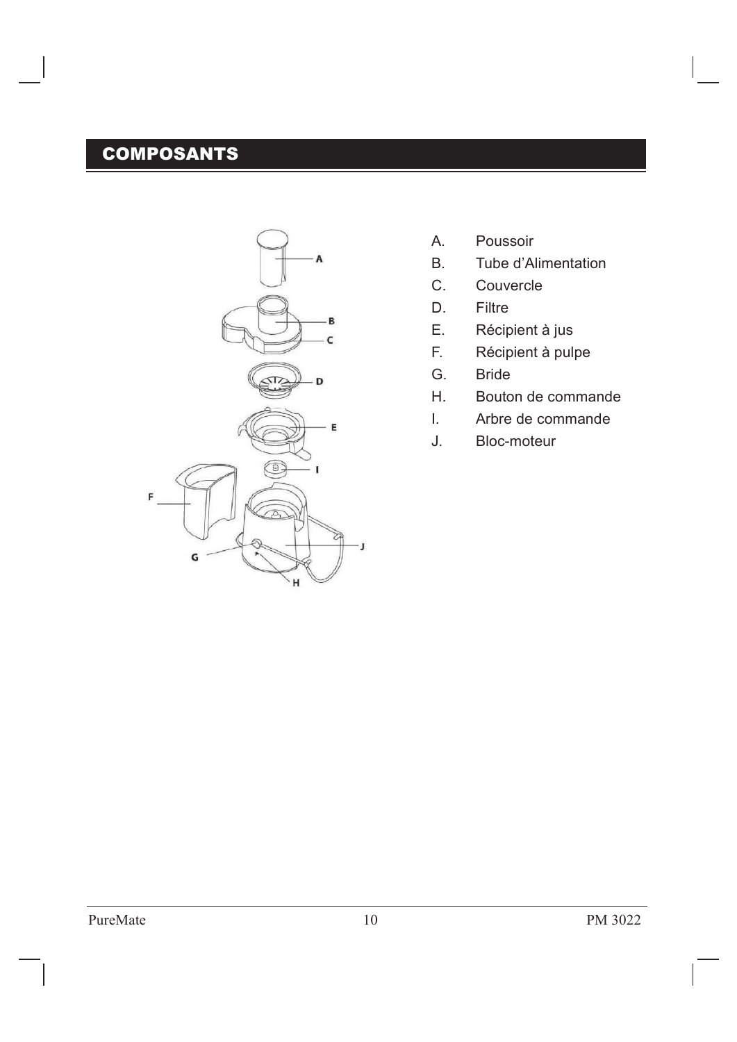## COMPOSANTS

A. Poussoir
B. Tube d'Alimentation
C. Couvercle
D. Filtre
E. Récipient à jus
F. Récipient à pulpe
G. Bride
H. Bouton de commande
I. Arbre de commande
J. Bloc-moteur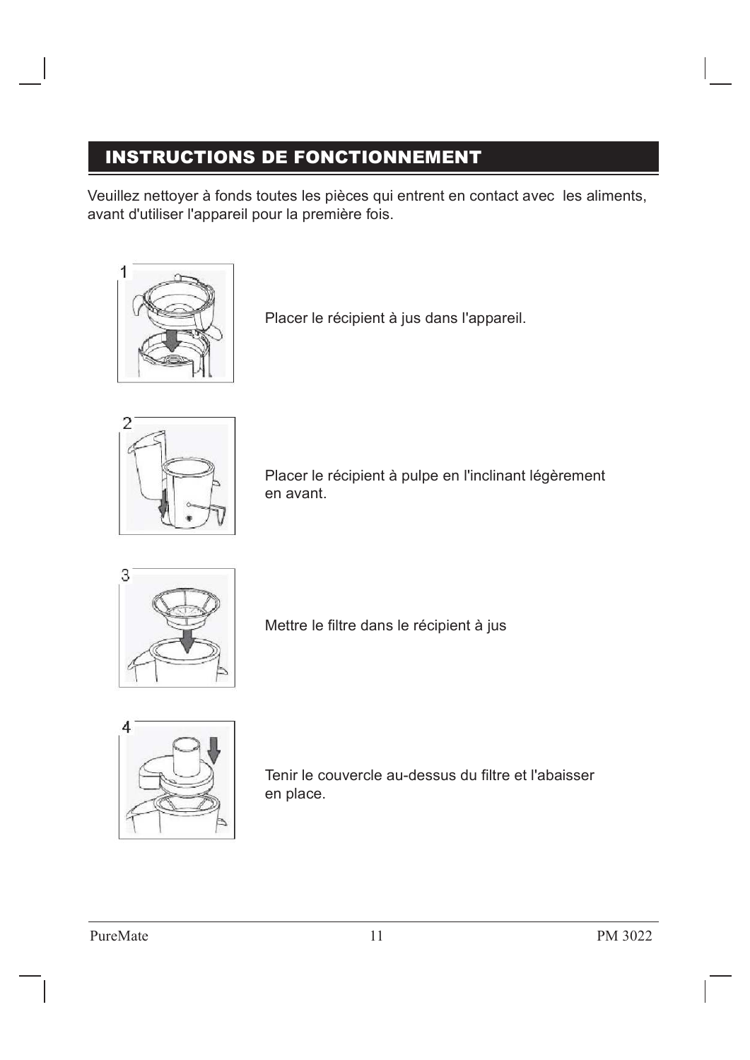## INSTRUCTIONS DE FONCTIONNEMENT

Veuillez nettoyer à fonds toutes les pièces qui entrent en contact avec les aliments, avant d'utiliser l'appareil pour la première fois.

1. Placer le récipient à jus dans l'appareil.

2. Placer le récipient à pulpe en l'inclinant légèrement en avant.

3. Mettre le filtre dans le récipient à jus

4. Tenir le couvercle au-dessus du filtre et l'abaisser en place.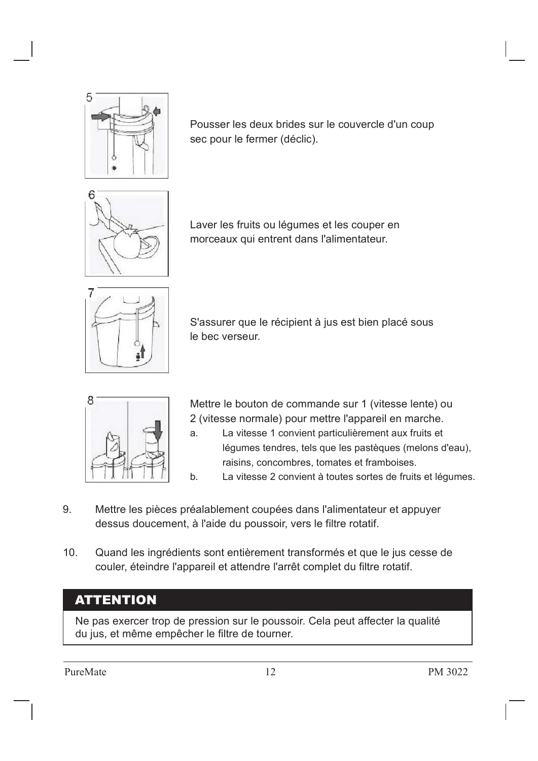5. Pousser les deux brides sur le couvercle d'un coup sec pour le fermer (déclic).

6. Laver les fruits ou légumes et les couper en morceaux qui entrent dans l'alimentateur.

7. S'assurer que le récipient à jus est bien placé sous le bec verseur.

8. Mettre le bouton de commande sur 1 (vitesse lente) ou 2 (vitesse normale) pour mettre l'appareil en marche.
   a. La vitesse 1 convient particulièrement aux fruits et légumes tendres, tels que les pastèques (melons d'eau), raisins, concombres, tomates et framboises.
   b. La vitesse 2 convient à toutes sortes de fruits et légumes.

9. Mettre les pièces préalablement coupées dans l'alimentateur et appuyer dessus doucement, à l'aide du poussoir, vers le filtre rotatif.

10. Quand les ingrédients sont entièrement transformés et que le jus cesse de couler, éteindre l'appareil et attendre l'arrêt complet du filtre rotatif.

## ATTENTION

Ne pas exercer trop de pression sur le poussoir. Cela peut affecter la qualité du jus, et même empêcher le filtre de tourner.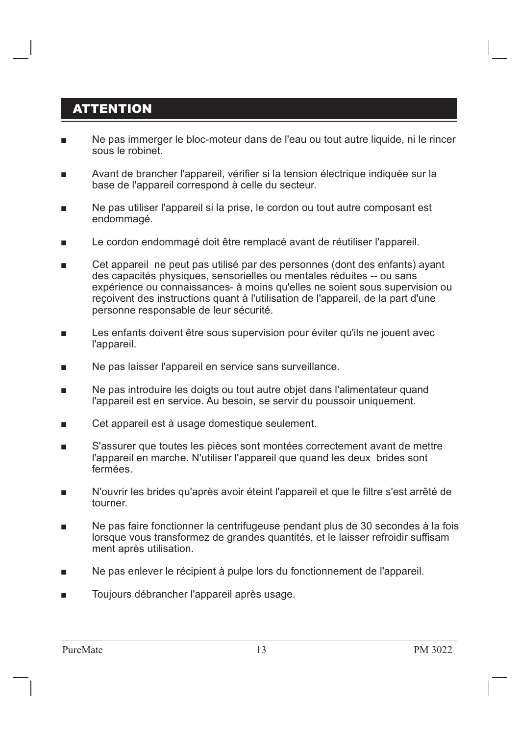## ATTENTION

- Ne pas immerger le bloc-moteur dans de l'eau ou tout autre liquide, ni le rincer sous le robinet.
- Avant de brancher l'appareil, vérifier si la tension électrique indiquée sur la base de l'appareil correspond à celle du secteur.
- Ne pas utiliser l'appareil si la prise, le cordon ou tout autre composant est endommagé.
- Le cordon endommagé doit être remplacé avant de réutiliser l'appareil.
- Cet appareil ne peut pas utilisé par des personnes (dont des enfants) ayant des capacités physiques, sensorielles ou mentales réduites -- ou sans expérience ou connaissances- à moins qu'elles ne soient sous supervision ou reçoivent des instructions quant à l'utilisation de l'appareil, de la part d'une personne responsable de leur sécurité.
- Les enfants doivent être sous supervision pour éviter qu'ils ne jouent avec l'appareil.
- Ne pas laisser l'appareil en service sans surveillance.
- Ne pas introduire les doigts ou tout autre objet dans l'alimentateur quand l'appareil est en service. Au besoin, se servir du poussoir uniquement.
- Cet appareil est à usage domestique seulement.
- S'assurer que toutes les pièces sont montées correctement avant de mettre l'appareil en marche. N'utiliser l'appareil que quand les deux brides sont fermées.
- N'ouvrir les brides qu'après avoir éteint l'appareil et que le filtre s'est arrêté de tourner.
- Ne pas faire fonctionner la centrifugeuse pendant plus de 30 secondes à la fois lorsque vous transformez de grandes quantités, et le laisser refroidir suffisam ment après utilisation.
- Ne pas enlever le récipient à pulpe lors du fonctionnement de l'appareil.
- Toujours débrancher l'appareil après usage.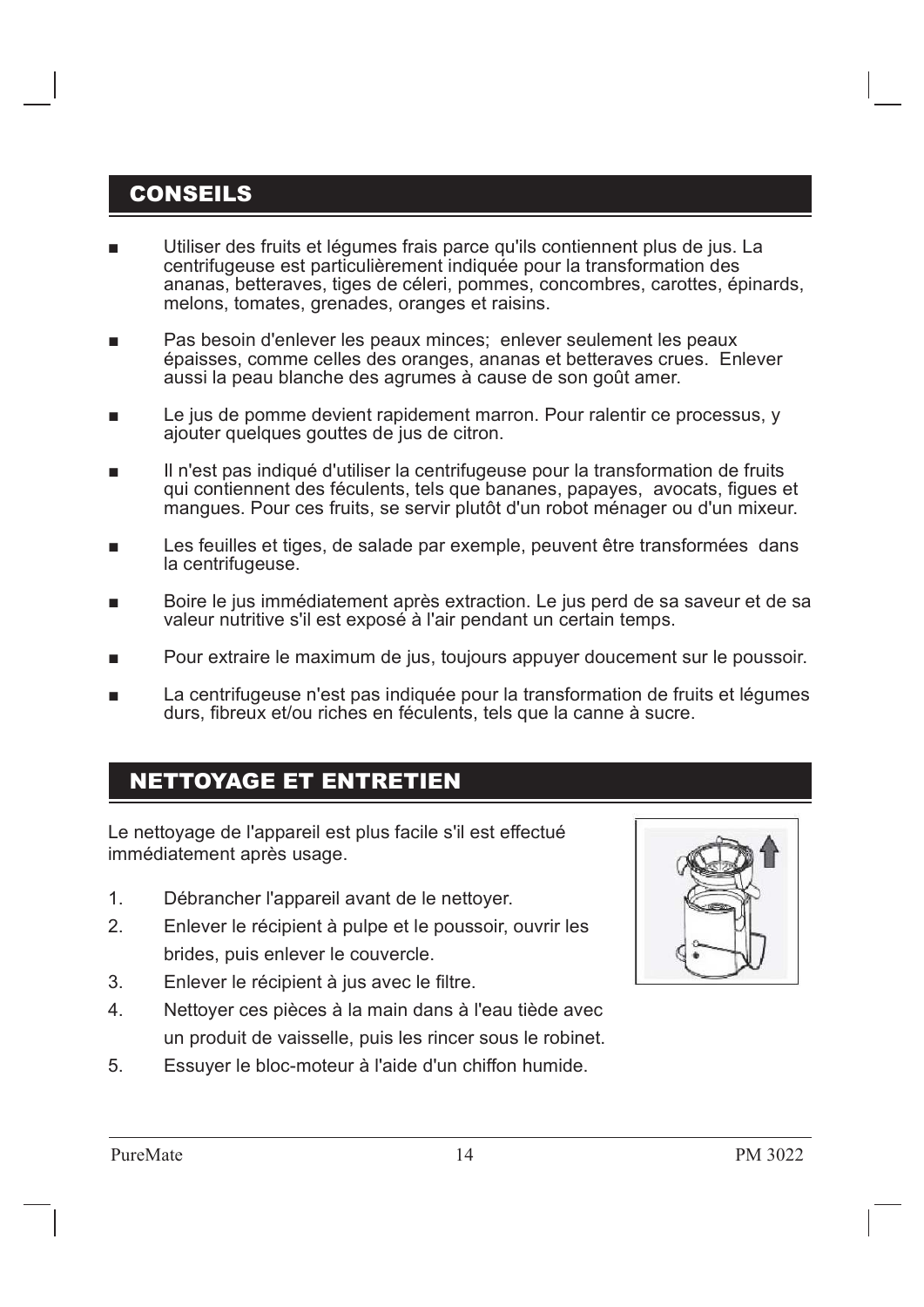## CONSEILS

- Utiliser des fruits et légumes frais parce qu'ils contiennent plus de jus. La centrifugeuse est particulièrement indiquée pour la transformation des ananas, betteraves, tiges de céleri, pommes, concombres, carottes, épinards, melons, tomates, grenades, oranges et raisins.
- Pas besoin d'enlever les peaux minces; enlever seulement les peaux épaisses, comme celles des oranges, ananas et betteraves crues. Enlever aussi la peau blanche des agrumes à cause de son goût amer.
- Le jus de pomme devient rapidement marron. Pour ralentir ce processus, y ajouter quelques gouttes de jus de citron.
- Il n'est pas indiqué d'utiliser la centrifugeuse pour la transformation de fruits qui contiennent des féculents, tels que bananes, papayes, avocats, figues et mangues. Pour ces fruits, se servir plutôt d'un robot ménager ou d'un mixeur.
- Les feuilles et tiges, de salade par exemple, peuvent être transformées dans la centrifugeuse.
- Boire le jus immédiatement après extraction. Le jus perd de sa saveur et de sa valeur nutritive s'il est exposé à l'air pendant un certain temps.
- Pour extraire le maximum de jus, toujours appuyer doucement sur le poussoir.
- La centrifugeuse n'est pas indiquée pour la transformation de fruits et légumes durs, fibreux et/ou riches en féculents, tels que la canne à sucre.

## NETTOYAGE ET ENTRETIEN

Le nettoyage de l'appareil est plus facile s'il est effectué immédiatement après usage.

1. Débrancher l'appareil avant de le nettoyer.
2. Enlever le récipient à pulpe et le poussoir, ouvrir les brides, puis enlever le couvercle.
3. Enlever le récipient à jus avec le filtre.
4. Nettoyer ces pièces à la main dans à l'eau tiède avec un produit de vaisselle, puis les rincer sous le robinet.
5. Essuyer le bloc-moteur à l'aide d'un chiffon humide.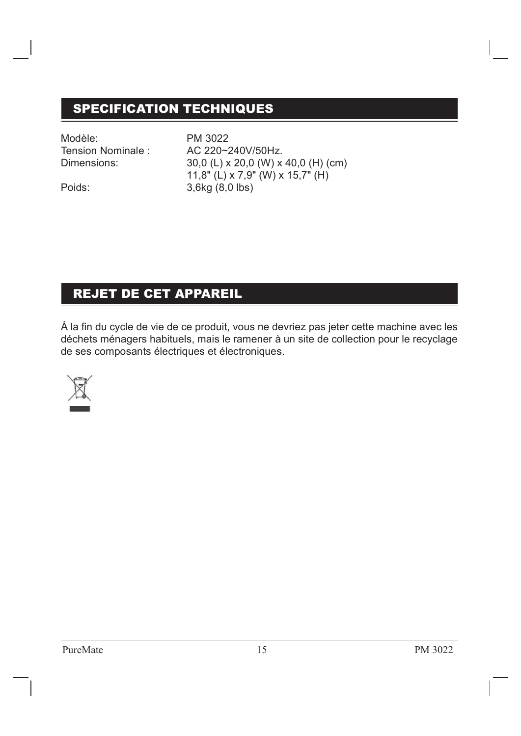## SPECIFICATION TECHNIQUES

| | |
|---|---|
| Modèle: | PM 3022 |
| Tension Nominale : | AC 220~240V/50Hz. |
| Dimensions: | 30,0 (L) x 20,0 (W) x 40,0 (H) (cm) |
| | 11,8" (L) x 7,9" (W) x 15,7" (H) |
| Poids: | 3,6kg (8,0 lbs) |

## REJET DE CET APPAREIL

À la fin du cycle de vie de ce produit, vous ne devriez pas jeter cette machine avec les déchets ménagers habituels, mais le ramener à un site de collection pour le recyclage de ses composants électriques et électroniques.